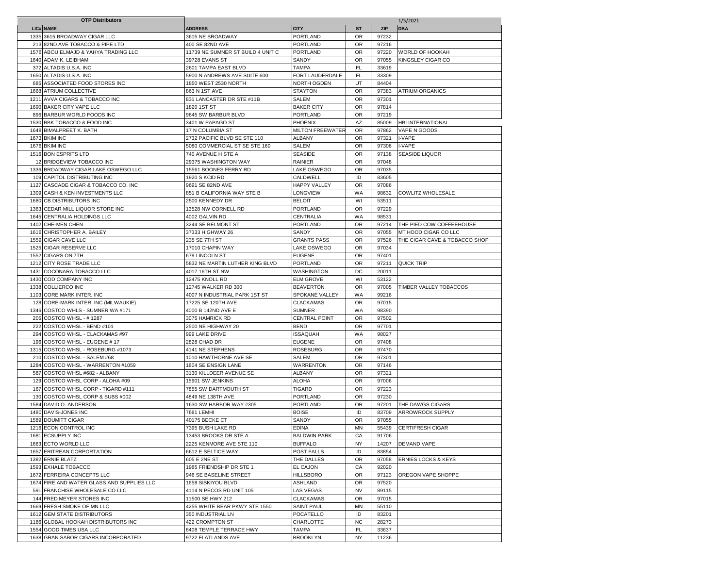**OTP Distributors** 1/5/2021

| LIC# | NAME | ADDRESS | CITY | ST | ZIP | DBA |
|---|---|---|---|---|---|---|
| 1335 | 3615 BROADWAY CIGAR LLC | 3615 NE BROADWAY | PORTLAND | OR | 97232 | |
| 213 | 82ND AVE TOBACCO & PIPE LTD | 400 SE 82ND AVE | PORTLAND | OR | 97216 | |
| 1576 | ABOU ELMAJD & YAHYA TRADING LLC | 11739 NE SUMNER ST BUILD 4 UNIT C | PORTLAND | OR | 97220 | WORLD OF HOOKAH |
| 1640 | ADAM K. LEIBHAM | 39728 EVANS ST | SANDY | OR | 97055 | KINGSLEY CIGAR CO |
| 372 | ALTADIS U.S.A. INC | 2601 TAMPA EAST BLVD | TAMPA | FL | 33619 | |
| 1650 | ALTADIS U.S.A. INC | 5900 N ANDREWS AVE SUITE 600 | FORT LAUDERDALE | FL | 33309 | |
| 685 | ASSOCIATED FOOD STORES INC | 1850 WEST 2530 NORTH | NORTH OGDEN | UT | 84404 | |
| 1668 | ATRIUM COLLECTIVE | 863 N 1ST AVE | STAYTON | OR | 97383 | ATRIUM ORGANICS |
| 1211 | AVVA CIGARS & TOBACCO INC | 831 LANCASTER DR STE #11B | SALEM | OR | 97301 | |
| 1690 | BAKER CITY VAPE LLC | 1820 1ST ST | BAKER CITY | OR | 97814 | |
| 896 | BARBUR WORLD FOODS INC | 9845 SW BARBUR BLVD | PORTLAND | OR | 97219 | |
| 1530 | BBK TOBACCO & FOOD INC | 3401 W PAPAGO ST | PHOENIX | AZ | 85009 | HBI INTERNATIONAL |
| 1648 | BIMALPREET K. BATH | 17 N COLUMBIA ST | MILTON FREEWATER | OR | 97862 | VAPE N GOODS |
| 1673 | BKIM INC | 2732 PACIFIC BLVD SE STE 110 | ALBANY | OR | 97321 | I-VAPE |
| 1676 | BKIM INC | 5080 COMMERCIAL ST SE STE 160 | SALEM | OR | 97306 | I-VAPE |
| 1516 | BON ESPRITS LTD | 740 AVENUE H STE A | SEASIDE | OR | 97138 | SEASIDE LIQUOR |
| 12 | BRIDGEVIEW TOBACCO INC | 29375 WASHINGTON WAY | RAINIER | OR | 97048 | |
| 1336 | BROADWAY CIGAR LAKE OSWEGO LLC | 15561 BOONES FERRY RD | LAKE OSWEGO | OR | 97035 | |
| 109 | CAPITOL DISTRIBUTING INC | 1920 S KCID RD | CALDWELL | ID | 83605 | |
| 1127 | CASCADE CIGAR & TOBACCO CO. INC | 9691 SE 82ND AVE | HAPPY VALLEY | OR | 97086 | |
| 1309 | CASH & KEN INVESTMENTS LLC | 851 B CALIFORNIA WAY STE B | LONGVIEW | WA | 98632 | COWLITZ WHOLESALE |
| 1680 | CB DISTRIBUTORS INC | 2500 KENNEDY DR | BELOIT | WI | 53511 | |
| 1363 | CEDAR MILL LIQUOR STORE INC | 13528 NW CORNELL RD | PORTLAND | OR | 97229 | |
| 1645 | CENTRALIA HOLDINGS LLC | 4002 GALVIN RD | CENTRALIA | WA | 98531 | |
| 1402 | CHE-MEN CHEN | 3244 SE BELMONT ST | PORTLAND | OR | 97214 | THE PIED COW COFFEEHOUSE |
| 1616 | CHRISTOPHER A. BAILEY | 37333 HIGHWAY 26 | SANDY | OR | 97055 | MT HOOD CIGAR CO LLC |
| 1559 | CIGAR CAVE LLC | 235 SE 7TH ST | GRANTS PASS | OR | 97526 | THE CIGAR CAVE & TOBACCO SHOP |
| 1525 | CIGAR RESERVE LLC | 17010 CHAPIN WAY | LAKE OSWEGO | OR | 97034 | |
| 1552 | CIGARS ON 7TH | 679 LINCOLN ST | EUGENE | OR | 97401 | |
| 1212 | CITY ROSE TRADE LLC | 5832 NE MARTIN LUTHER KING BLVD | PORTLAND | OR | 97211 | QUICK TRIP |
| 1431 | COCONARA TOBACCO LLC | 4017 16TH ST NW | WASHINGTON | DC | 20011 | |
| 1430 | COD COMPANY INC | 12475 KNOLL RD | ELM GROVE | WI | 53122 | |
| 1338 | COLLIERCO INC | 12745 WALKER RD 300 | BEAVERTON | OR | 97005 | TIMBER VALLEY TOBACCOS |
| 1103 | CORE MARK INTER. INC | 4007 N INDUSTRIAL PARK 1ST ST | SPOKANE VALLEY | WA | 99216 | |
| 128 | CORE-MARK INTER. INC (MILWAUKIE) | 17225 SE 120TH AVE | CLACKAMAS | OR | 97015 | |
| 1346 | COSTCO WHLS - SUMNER WA #171 | 4000 B 142ND AVE E | SUMNER | WA | 98390 | |
| 205 | COSTCO WHSL - # 1287 | 3075 HAMRICK RD | CENTRAL POINT | OR | 97502 | |
| 222 | COSTCO WHSL - BEND #101 | 2500 NE HIGHWAY 20 | BEND | OR | 97701 | |
| 294 | COSTCO WHSL - CLACKAMAS #97 | 999 LAKE DRIVE | ISSAQUAH | WA | 98027 | |
| 196 | COSTCO WHSL - EUGENE # 17 | 2828 CHAD DR | EUGENE | OR | 97408 | |
| 1315 | COSTCO WHSL - ROSEBURG #1073 | 4141 NE STEPHENS | ROSEBURG | OR | 97470 | |
| 210 | COSTCO WHSL - SALEM #68 | 1010 HAWTHORNE AVE SE | SALEM | OR | 97301 | |
| 1284 | COSTCO WHSL - WARRENTON #1059 | 1804 SE ENSIGN LANE | WARRENTON | OR | 97146 | |
| 587 | COSTCO WHSL #682 - ALBANY | 3130 KILLDEER AVENUE SE | ALBANY | OR | 97321 | |
| 129 | COSTCO WHSL CORP - ALOHA #09 | 15901 SW JENKINS | ALOHA | OR | 97006 | |
| 167 | COSTCO WHSL CORP - TIGARD #111 | 7855 SW DARTMOUTH ST | TIGARD | OR | 97223 | |
| 130 | COSTCO WHSL CORP & SUBS #002 | 4849 NE 138TH AVE | PORTLAND | OR | 97230 | |
| 1584 | DAVID O. ANDERSON | 1630 SW HARBOR WAY #305 | PORTLAND | OR | 97201 | THE DAWGS CIGARS |
| 1480 | DAVIS-JONES INC | 7681 LEMHI | BOISE | ID | 83709 | ARROWROCK SUPPLY |
| 1589 | DOUMITT CIGAR | 40175 BECKE CT | SANDY | OR | 97055 | |
| 1216 | ECON CONTROL INC | 7395 BUSH LAKE RD | EDINA | MN | 55439 | CERTIFRESH CIGAR |
| 1681 | ECSUPPLY INC | 13453 BROOKS DR STE A | BALDWIN PARK | CA | 91706 | |
| 1663 | ECTO WORLD LLC | 2225 KENMORE AVE STE 110 | BUFFALO | NY | 14207 | DEMAND VAPE |
| 1657 | ERITREAN CORPORTATION | 6612 E SELTICE WAY | POST FALLS | ID | 83854 | |
| 1382 | ERNIE BLATZ | 605 E 2NE ST | THE DALLES | OR | 97058 | ERNIES LOCKS & KEYS |
| 1593 | EXHALE TOBACCO | 1985 FRIENDSHIP DR STE 1 | EL CAJON | CA | 92020 | |
| 1672 | FERREIRA CONCEPTS LLC | 946 SE BASELINE STREET | HILLSBORO | OR | 97123 | OREGON VAPE SHOPPE |
| 1674 | FIRE AND WATER GLASS AND SUPPLIES LLC | 1658 SISKIYOU BLVD | ASHLAND | OR | 97520 | |
| 591 | FRANCHISE WHOLESALE CO LLC | 4114 N PECOS RD UNIT 105 | LAS VEGAS | NV | 89115 | |
| 144 | FRED MEYER STORES INC | 11500 SE HWY 212 | CLACKAMAS | OR | 97015 | |
| 1669 | FRESH SMOKE OF MN LLC | 4255 WHITE BEAR PKWY STE 1550 | SAINT PAUL | MN | 55110 | |
| 1612 | GEM STATE DISTRIBUTORS | 350 INDUSTRIAL LN | POCATELLO | ID | 83201 | |
| 1186 | GLOBAL HOOKAH DISTRIBUTORS INC | 422 CROMPTON ST | CHARLOTTE | NC | 28273 | |
| 1554 | GOOD TIMES USA LLC | 8408 TEMPLE TERRACE HWY | TAMPA | FL | 33637 | |
| 1638 | GRAN SABOR CIGARS INCORPORATED | 9722 FLATLANDS AVE | BROOKLYN | NY | 11236 | |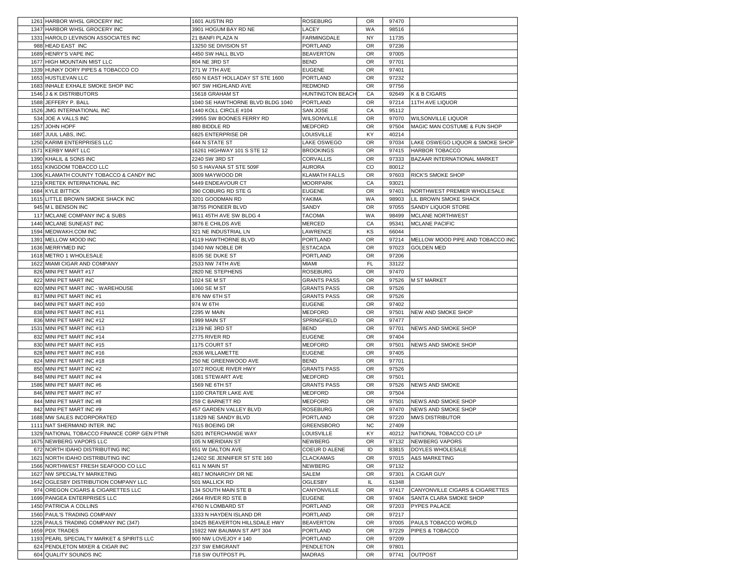| | | | | | | |
|---|---|---|---|---|---|---|
| 1261 | HARBOR WHSL GROCERY INC | 1601 AUSTIN RD | ROSEBURG | OR | 97470 | |
| 1347 | HARBOR WHSL GROCERY INC | 3901 HOGUM BAY RD NE | LACEY | WA | 98516 | |
| 1331 | HAROLD LEVINSON ASSOCIATES INC | 21 BANFI PLAZA N | FARMINGDALE | NY | 11735 | |
| 988 | HEAD EAST INC | 13250 SE DIVISION ST | PORTLAND | OR | 97236 | |
| 1689 | HENRY'S VAPE INC | 4450 SW HALL BLVD | BEAVERTON | OR | 97005 | |
| 1677 | HIGH MOUNTAIN MIST LLC | 804 NE 3RD ST | BEND | OR | 97701 | |
| 1339 | HUNKY DORY PIPES & TOBACCO CO | 271 W 7TH AVE | EUGENE | OR | 97401 | |
| 1653 | HUSTLEVAN LLC | 650 N EAST HOLLADAY ST STE 1600 | PORTLAND | OR | 97232 | |
| 1683 | INHALE EXHALE SMOKE SHOP INC | 907 SW HIGHLAND AVE | REDMOND | OR | 97756 | |
| 1546 | J & K DISTRIBUTORS | 15618 GRAHAM ST | HUNTINGTON BEACH | CA | 92649 | K & B CIGARS |
| 1588 | JEFFERY P. BALL | 1040 SE HAWTHORNE BLVD BLDG 1040 | PORTLAND | OR | 97214 | 11TH AVE LIQUOR |
| 1526 | JMG INTERNATIONAL INC | 1440 KOLL CIRCLE #104 | SAN JOSE | CA | 95112 | |
| 534 | JOE A VALLS INC | 29955 SW BOONES FERRY RD | WILSONVILLE | OR | 97070 | WILSONVILLE LIQUOR |
| 1257 | JOHN HOPF | 880 BIDDLE RD | MEDFORD | OR | 97504 | MAGIC MAN COSTUME & FUN SHOP |
| 1687 | JUUL LABS, INC. | 6825 ENTERPRISE DR | LOUISVILLE | KY | 40214 | |
| 1250 | KARIMI ENTERPRISES LLC | 644 N STATE ST | LAKE OSWEGO | OR | 97034 | LAKE OSWEGO LIQUOR & SMOKE SHOP |
| 1571 | KERBY MART LLC | 16261 HIGHWAY 101 S STE 12 | BROOKINGS | OR | 97415 | HARBOR TOBACCO |
| 1390 | KHALIL & SONS INC | 2240 SW 3RD ST | CORVALLIS | OR | 97333 | BAZAAR INTERNATIONAL MARKET |
| 1651 | KINGDOM TOBACCO LLC | 50 S HAVANA ST STE 509F | AURORA | CO | 80012 | |
| 1306 | KLAMATH COUNTY TOBACCO & CANDY INC | 3009 MAYWOOD DR | KLAMATH FALLS | OR | 97603 | RICK'S SMOKE SHOP |
| 1219 | KRETEK INTERNATIONAL INC | 5449 ENDEAVOUR CT | MOORPARK | CA | 93021 | |
| 1684 | KYLE BITTICK | 390 COBURG RD STE G | EUGENE | OR | 97401 | NORTHWEST PREMIER WHOLESALE |
| 1615 | LITTLE BROWN SMOKE SHACK INC | 3201 GOODMAN RD | YAKIMA | WA | 98903 | LIL BROWN SMOKE SHACK |
| 945 | M L BENSON INC | 38755 PIONEER BLVD | SANDY | OR | 97055 | SANDY LIQUOR STORE |
| 117 | MCLANE COMPANY INC & SUBS | 9611 45TH AVE SW BLDG 4 | TACOMA | WA | 98499 | MCLANE NORTHWEST |
| 1440 | MCLANE SUNEAST INC | 3876 E CHILDS AVE | MERCED | CA | 95341 | MCLANE PACIFIC |
| 1594 | MEDWAKH.COM INC | 321 NE INDUSTRIAL LN | LAWRENCE | KS | 66044 | |
| 1391 | MELLOW MOOD INC | 4119 HAWTHORNE BLVD | PORTLAND | OR | 97214 | MELLOW MOOD PIPE AND TOBACCO INC |
| 1636 | MERRYMED INC | 1040 NW NOBLE DR | ESTACADA | OR | 97023 | GOLDEN MED |
| 1618 | METRO 1 WHOLESALE | 8105 SE DUKE ST | PORTLAND | OR | 97206 | |
| 1622 | MIAMI CIGAR AND COMPANY | 2533 NW 74TH AVE | MIAMI | FL | 33122 | |
| 826 | MINI PET MART #17 | 2820 NE STEPHENS | ROSEBURG | OR | 97470 | |
| 822 | MINI PET MART INC | 1024 SE M ST | GRANTS PASS | OR | 97526 | M ST MARKET |
| 820 | MINI PET MART INC - WAREHOUSE | 1060 SE M ST | GRANTS PASS | OR | 97526 | |
| 817 | MINI PET MART INC #1 | 876 NW 6TH ST | GRANTS PASS | OR | 97526 | |
| 840 | MINI PET MART INC #10 | 974 W 6TH | EUGENE | OR | 97402 | |
| 838 | MINI PET MART INC #11 | 2295 W MAIN | MEDFORD | OR | 97501 | NEW AND SMOKE SHOP |
| 836 | MINI PET MART INC #12 | 1999 MAIN ST | SPRINGFIELD | OR | 97477 | |
| 1531 | MINI PET MART INC #13 | 2139 NE 3RD ST | BEND | OR | 97701 | NEWS AND SMOKE SHOP |
| 832 | MINI PET MART INC #14 | 2775 RIVER RD | EUGENE | OR | 97404 | |
| 830 | MINI PET MART INC #15 | 1175 COURT ST | MEDFORD | OR | 97501 | NEWS AND SMOKE SHOP |
| 828 | MINI PET MART INC #16 | 2636 WILLAMETTE | EUGENE | OR | 97405 | |
| 824 | MINI PET MART INC #18 | 250 NE GREENWOOD AVE | BEND | OR | 97701 | |
| 850 | MINI PET MART INC #2 | 1072 ROGUE RIVER HWY | GRANTS PASS | OR | 97526 | |
| 848 | MINI PET MART INC #4 | 1081 STEWART AVE | MEDFORD | OR | 97501 | |
| 1586 | MINI PET MART INC #6 | 1569 NE 6TH ST | GRANTS PASS | OR | 97526 | NEWS AND SMOKE |
| 846 | MINI PET MART INC #7 | 1100 CRATER LAKE AVE | MEDFORD | OR | 97504 | |
| 844 | MINI PET MART INC #8 | 259 C BARNETT RD | MEDFORD | OR | 97501 | NEWS AND SMOKE SHOP |
| 842 | MINI PET MART INC #9 | 457 GARDEN VALLEY BLVD | ROSEBURG | OR | 97470 | NEWS AND SMOKE SHOP |
| 1688 | MW SALES INCORPORATED | 11829 NE SANDY BLVD | PORTLAND | OR | 97220 | MWS DISTRIBUTOR |
| 1111 | NAT SHERMAND INTER. INC | 7615 BOEING DR | GREENSBORO | NC | 27409 | |
| 1329 | NATIONAL TOBACCO FINANCE CORP GEN PTNR | 5201 INTERCHANGE WAY | LOUISVILLE | KY | 40212 | NATIONAL TOBACCO CO LP |
| 1675 | NEWBERG VAPORS LLC | 105 N MERIDIAN ST | NEWBERG | OR | 97132 | NEWBERG VAPORS |
| 672 | NORTH IDAHO DISTRIBUTING INC | 651 W DALTON AVE | COEUR D ALENE | ID | 83815 | DOYLES WHOLESALE |
| 1621 | NORTH IDAHO DISTRIBUTING INC | 12402 SE JENNIFER ST STE 160 | CLACKAMAS | OR | 97015 | A&S MARKETING |
| 1566 | NORTHWEST FRESH SEAFOOD CO LLC | 611 N MAIN ST | NEWBERG | OR | 97132 | |
| 1627 | NW SPECIALTY MARKETING | 4817 MONARCHY DR NE | SALEM | OR | 97301 | A CIGAR GUY |
| 1642 | OGLESBY DISTRIBUTION COMPANY LLC | 501 MALLICK RD | OGLESBY | IL | 61348 | |
| 974 | OREGON CIGARS & CIGARETTES LLC | 134 SOUTH MAIN STE B | CANYONVILLE | OR | 97417 | CANYONVILLE CIGARS & CIGARETTES |
| 1699 | PANGEA ENTERPRISES LLC | 2664 RIVER RD STE B | EUGENE | OR | 97404 | SANTA CLARA SMOKE SHOP |
| 1450 | PATRICIA A COLLINS | 4760 N LOMBARD ST | PORTLAND | OR | 97203 | PYPES PALACE |
| 1560 | PAUL'S TRADING COMPANY | 1333 N HAYDEN ISLAND DR | PORTLAND | OR | 97217 | |
| 1226 | PAULS TRADING COMPANY INC (347) | 10425 BEAVERTON HILLSDALE HWY | BEAVERTON | OR | 97005 | PAULS TOBACCO WORLD |
| 1659 | PDX TRADES | 15922 NW BAUMAN ST APT 304 | PORTLAND | OR | 97229 | PIPES & TOBACCO |
| 1193 | PEARL SPECIALTY MARKET & SPIRITS LLC | 900 NW LOVEJOY # 140 | PORTLAND | OR | 97209 | |
| 624 | PENDLETON MIXER & CIGAR INC | 237 SW EMIGRANT | PENDLETON | OR | 97801 | |
| 604 | QUALITY SOUNDS INC | 718 SW OUTPOST PL | MADRAS | OR | 97741 | OUTPOST |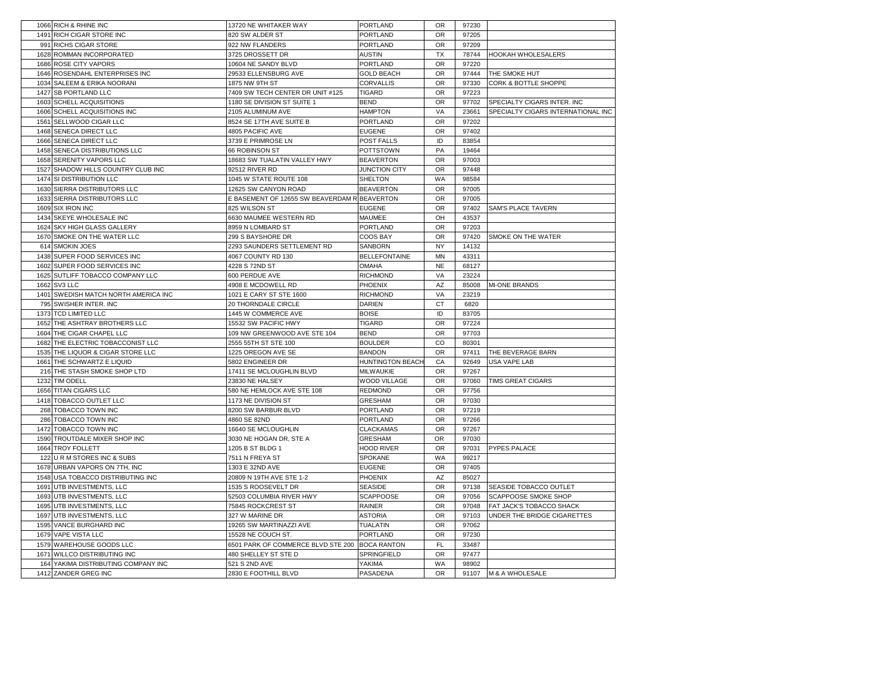| | | | | | | |
|---|---|---|---|---|---|---|
| 1066 | RICH & RHINE INC | 13720 NE WHITAKER WAY | PORTLAND | OR | 97230 | |
| 1491 | RICH CIGAR STORE INC | 820 SW ALDER ST | PORTLAND | OR | 97205 | |
| 991 | RICHS CIGAR STORE | 922 NW FLANDERS | PORTLAND | OR | 97209 | |
| 1628 | ROMMAN INCORPORATED | 3725 DROSSETT DR | AUSTIN | TX | 78744 | HOOKAH WHOLESALERS |
| 1686 | ROSE CITY VAPORS | 10604 NE SANDY BLVD | PORTLAND | OR | 97220 | |
| 1646 | ROSENDAHL ENTERPRISES INC | 29533 ELLENSBURG AVE | GOLD BEACH | OR | 97444 | THE SMOKE HUT |
| 1034 | SALEEM & ERIKA NOORANI | 1875 NW 9TH ST | CORVALLIS | OR | 97330 | CORK & BOTTLE SHOPPE |
| 1427 | SB PORTLAND LLC | 7409 SW TECH CENTER DR UNIT #125 | TIGARD | OR | 97223 | |
| 1603 | SCHELL ACQUISITIONS | 1180 SE DIVISION ST SUITE 1 | BEND | OR | 97702 | SPECIALTY CIGARS INTER. INC |
| 1606 | SCHELL ACQUISITIONS INC | 2105 ALUMINUM AVE | HAMPTON | VA | 23661 | SPECIALTY CIGARS INTERNATIONAL INC |
| 1561 | SELLWOOD CIGAR LLC | 8524 SE 17TH AVE SUITE B | PORTLAND | OR | 97202 | |
| 1468 | SENECA DIRECT LLC | 4805 PACIFIC AVE | EUGENE | OR | 97402 | |
| 1666 | SENECA DIRECT LLC | 3739 E PRIMROSE LN | POST FALLS | ID | 83854 | |
| 1458 | SENECA DISTRIBUTIONS LLC | 66 ROBINSON ST | POTTSTOWN | PA | 19464 | |
| 1658 | SERENITY VAPORS LLC | 18683 SW TUALATIN VALLEY HWY | BEAVERTON | OR | 97003 | |
| 1527 | SHADOW HILLS COUNTRY CLUB INC | 92512 RIVER RD | JUNCTION CITY | OR | 97448 | |
| 1474 | SI DISTRIBUTION LLC | 1045 W STATE ROUTE 108 | SHELTON | WA | 98584 | |
| 1630 | SIERRA DISTRIBUTORS LLC | 12625 SW CANYON ROAD | BEAVERTON | OR | 97005 | |
| 1633 | SIERRA DISTRIBUTORS LLC | E BASEMENT OF 12655 SW BEAVERDAM R | BEAVERTON | OR | 97005 | |
| 1609 | SIX IRON INC | 825 WILSON ST | EUGENE | OR | 97402 | SAM'S PLACE TAVERN |
| 1434 | SKEYE WHOLESALE INC | 6630 MAUMEE WESTERN RD | MAUMEE | OH | 43537 | |
| 1624 | SKY HIGH GLASS GALLERY | 8959 N LOMBARD ST | PORTLAND | OR | 97203 | |
| 1670 | SMOKE ON THE WATER LLC | 299 S BAYSHORE DR | COOS BAY | OR | 97420 | SMOKE ON THE WATER |
| 614 | SMOKIN JOES | 2293 SAUNDERS SETTLEMENT RD | SANBORN | NY | 14132 | |
| 1438 | SUPER FOOD SERVICES INC | 4067 COUNTY RD 130 | BELLEFONTAINE | MN | 43311 | |
| 1602 | SUPER FOOD SERVICES INC | 4228 S 72ND ST | OMAHA | NE | 68127 | |
| 1625 | SUTLIFF TOBACCO COMPANY LLC | 600 PERDUE AVE | RICHMOND | VA | 23224 | |
| 1662 | SV3 LLC | 4908 E MCDOWELL RD | PHOENIX | AZ | 85008 | MI-ONE BRANDS |
| 1401 | SWEDISH MATCH NORTH AMERICA INC | 1021 E CARY ST STE 1600 | RICHMOND | VA | 23219 | |
| 795 | SWISHER INTER. INC | 20 THORNDALE CIRCLE | DARIEN | CT | 6820 | |
| 1373 | TCD LIMITED LLC | 1445 W COMMERCE AVE | BOISE | ID | 83705 | |
| 1652 | THE ASHTRAY BROTHERS LLC | 15532 SW PACIFIC HWY | TIGARD | OR | 97224 | |
| 1604 | THE CIGAR CHAPEL LLC | 109 NW GREENWOOD AVE STE 104 | BEND | OR | 97703 | |
| 1682 | THE ELECTRIC TOBACCONIST LLC | 2555 55TH ST STE 100 | BOULDER | CO | 80301 | |
| 1535 | THE LIQUOR & CIGAR STORE LLC | 1225 OREGON AVE SE | BANDON | OR | 97411 | THE BEVERAGE BARN |
| 1661 | THE SCHWARTZ E LIQUID | 5802 ENGINEER DR | HUNTINGTON BEACH | CA | 92649 | USA VAPE LAB |
| 216 | THE STASH SMOKE SHOP LTD | 17411 SE MCLOUGHLIN BLVD | MILWAUKIE | OR | 97267 | |
| 1232 | TIM ODELL | 23830 NE HALSEY | WOOD VILLAGE | OR | 97060 | TIMS GREAT CIGARS |
| 1656 | TITAN CIGARS LLC | 580 NE HEMLOCK AVE STE 108 | REDMOND | OR | 97756 | |
| 1418 | TOBACCO OUTLET LLC | 1173 NE DIVISION ST | GRESHAM | OR | 97030 | |
| 268 | TOBACCO TOWN INC | 8200 SW BARBUR BLVD | PORTLAND | OR | 97219 | |
| 286 | TOBACCO TOWN INC | 4860 SE 82ND | PORTLAND | OR | 97266 | |
| 1472 | TOBACCO TOWN INC | 16640 SE MCLOUGHLIN | CLACKAMAS | OR | 97267 | |
| 1590 | TROUTDALE MIXER SHOP INC | 3030 NE HOGAN DR, STE A | GRESHAM | OR | 97030 | |
| 1664 | TROY FOLLETT | 1205 B ST BLDG 1 | HOOD RIVER | OR | 97031 | PYPES PALACE |
| 122 | U R M STORES INC & SUBS | 7511 N FREYA ST | SPOKANE | WA | 99217 | |
| 1678 | URBAN VAPORS ON 7TH, INC | 1303 E 32ND AVE | EUGENE | OR | 97405 | |
| 1548 | USA TOBACCO DISTRIBUTING INC | 20809 N 19TH AVE STE 1-2 | PHOENIX | AZ | 85027 | |
| 1691 | UTB INVESTMENTS, LLC | 1535 S ROOSEVELT DR | SEASIDE | OR | 97138 | SEASIDE TOBACCO OUTLET |
| 1693 | UTB INVESTMENTS, LLC | 52503 COLUMBIA RIVER HWY | SCAPPOOSE | OR | 97056 | SCAPPOOSE SMOKE SHOP |
| 1695 | UTB INVESTMENTS, LLC | 75845 ROCKCREST ST | RAINER | OR | 97048 | FAT JACK'S TOBACCO SHACK |
| 1697 | UTB INVESTMENTS, LLC | 327 W MARINE DR | ASTORIA | OR | 97103 | UNDER THE BRIDGE CIGARETTES |
| 1595 | VANCE BURGHARD INC | 19265 SW MARTINAZZI AVE | TUALATIN | OR | 97062 | |
| 1679 | VAPE VISTA LLC | 15528 NE COUCH ST. | PORTLAND | OR | 97230 | |
| 1579 | WAREHOUSE GOODS LLC | 6501 PARK OF COMMERCE BLVD STE 200 | BOCA RANTON | FL | 33487 | |
| 1671 | WILLCO DISTRIBUTING INC | 480 SHELLEY ST STE D | SPRINGFIELD | OR | 97477 | |
| 164 | YAKIMA DISTRIBUTING COMPANY INC | 521 S 2ND AVE | YAKIMA | WA | 98902 | |
| 1412 | ZANDER GREG INC | 2830 E FOOTHILL BLVD | PASADENA | OR | 91107 | M & A WHOLESALE |